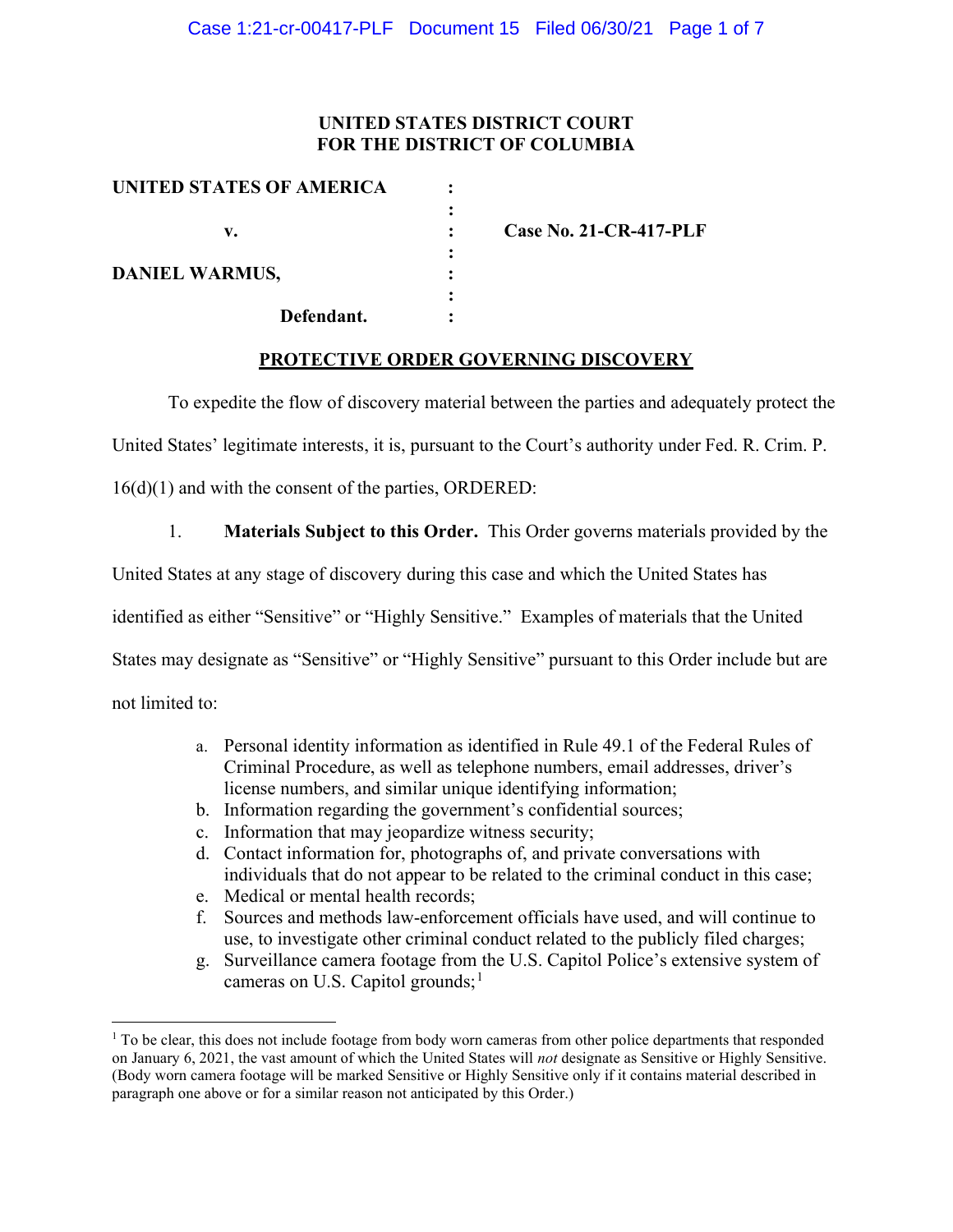**UNITED STATES DISTRICT COURT**
**FOR THE DISTRICT OF COLUMBIA**

| | | |
|---|---|---|
| **UNITED STATES OF AMERICA** | : | |
| | : | |
| **v.** | : | **Case No. 21-CR-417-PLF** |
| | : | |
| **DANIEL WARMUS,** | : | |
| | : | |
| **Defendant.** | : | |

## PROTECTIVE ORDER GOVERNING DISCOVERY

To expedite the flow of discovery material between the parties and adequately protect the United States' legitimate interests, it is, pursuant to the Court's authority under Fed. R. Crim. P. 16(d)(1) and with the consent of the parties, ORDERED:

1. **Materials Subject to this Order.** This Order governs materials provided by the United States at any stage of discovery during this case and which the United States has identified as either "Sensitive" or "Highly Sensitive." Examples of materials that the United States may designate as "Sensitive" or "Highly Sensitive" pursuant to this Order include but are not limited to:

   a. Personal identity information as identified in Rule 49.1 of the Federal Rules of Criminal Procedure, as well as telephone numbers, email addresses, driver's license numbers, and similar unique identifying information;
   b. Information regarding the government's confidential sources;
   c. Information that may jeopardize witness security;
   d. Contact information for, photographs of, and private conversations with individuals that do not appear to be related to the criminal conduct in this case;
   e. Medical or mental health records;
   f. Sources and methods law-enforcement officials have used, and will continue to use, to investigate other criminal conduct related to the publicly filed charges;
   g. Surveillance camera footage from the U.S. Capitol Police's extensive system of cameras on U.S. Capitol grounds;[1]

[1] To be clear, this does not include footage from body worn cameras from other police departments that responded on January 6, 2021, the vast amount of which the United States will *not* designate as Sensitive or Highly Sensitive. (Body worn camera footage will be marked Sensitive or Highly Sensitive only if it contains material described in paragraph one above or for a similar reason not anticipated by this Order.)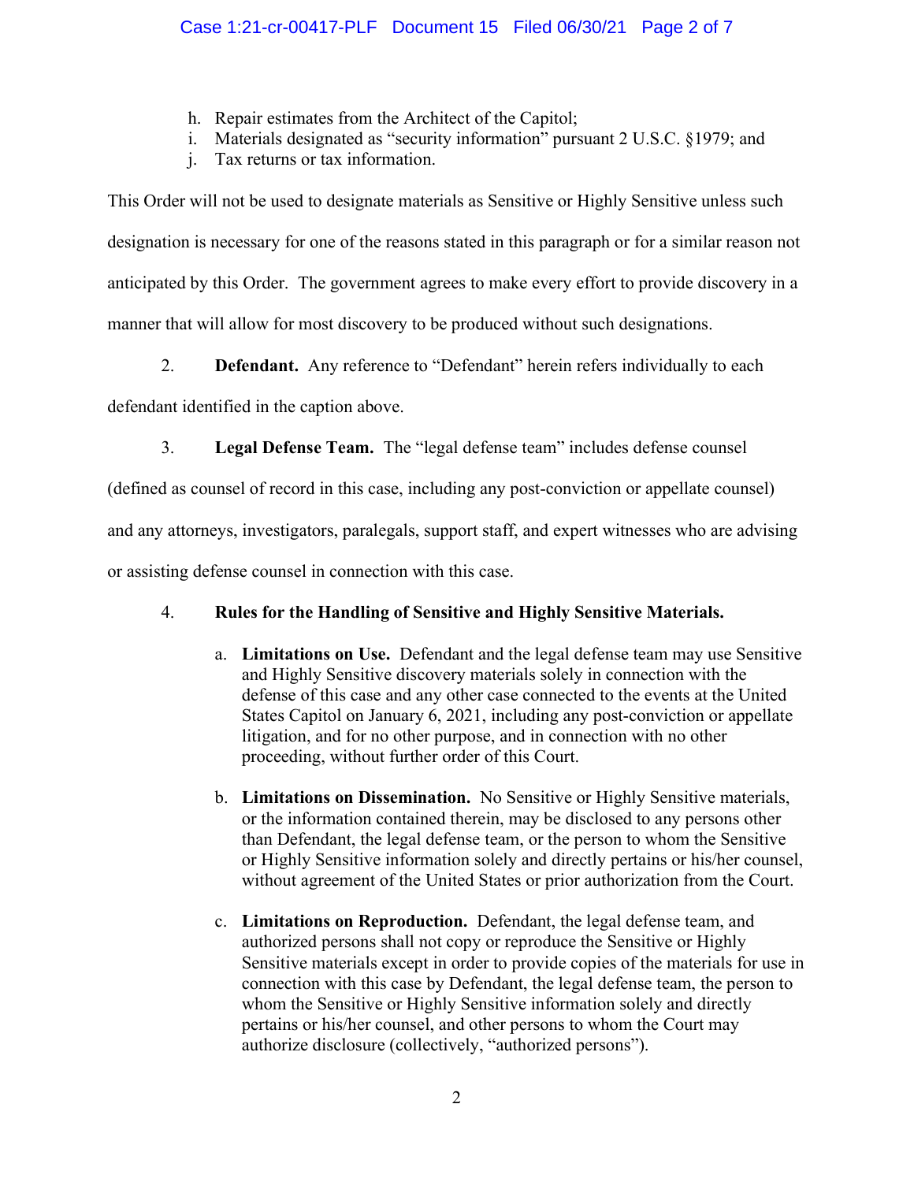h. Repair estimates from the Architect of the Capitol;
i. Materials designated as "security information" pursuant 2 U.S.C. §1979; and
j. Tax returns or tax information.

This Order will not be used to designate materials as Sensitive or Highly Sensitive unless such designation is necessary for one of the reasons stated in this paragraph or for a similar reason not anticipated by this Order. The government agrees to make every effort to provide discovery in a manner that will allow for most discovery to be produced without such designations.

2. **Defendant.** Any reference to "Defendant" herein refers individually to each defendant identified in the caption above.

3. **Legal Defense Team.** The "legal defense team" includes defense counsel (defined as counsel of record in this case, including any post-conviction or appellate counsel) and any attorneys, investigators, paralegals, support staff, and expert witnesses who are advising or assisting defense counsel in connection with this case.

4. **Rules for the Handling of Sensitive and Highly Sensitive Materials.**

   a. **Limitations on Use.** Defendant and the legal defense team may use Sensitive and Highly Sensitive discovery materials solely in connection with the defense of this case and any other case connected to the events at the United States Capitol on January 6, 2021, including any post-conviction or appellate litigation, and for no other purpose, and in connection with no other proceeding, without further order of this Court.

   b. **Limitations on Dissemination.** No Sensitive or Highly Sensitive materials, or the information contained therein, may be disclosed to any persons other than Defendant, the legal defense team, or the person to whom the Sensitive or Highly Sensitive information solely and directly pertains or his/her counsel, without agreement of the United States or prior authorization from the Court.

   c. **Limitations on Reproduction.** Defendant, the legal defense team, and authorized persons shall not copy or reproduce the Sensitive or Highly Sensitive materials except in order to provide copies of the materials for use in connection with this case by Defendant, the legal defense team, the person to whom the Sensitive or Highly Sensitive information solely and directly pertains or his/her counsel, and other persons to whom the Court may authorize disclosure (collectively, "authorized persons").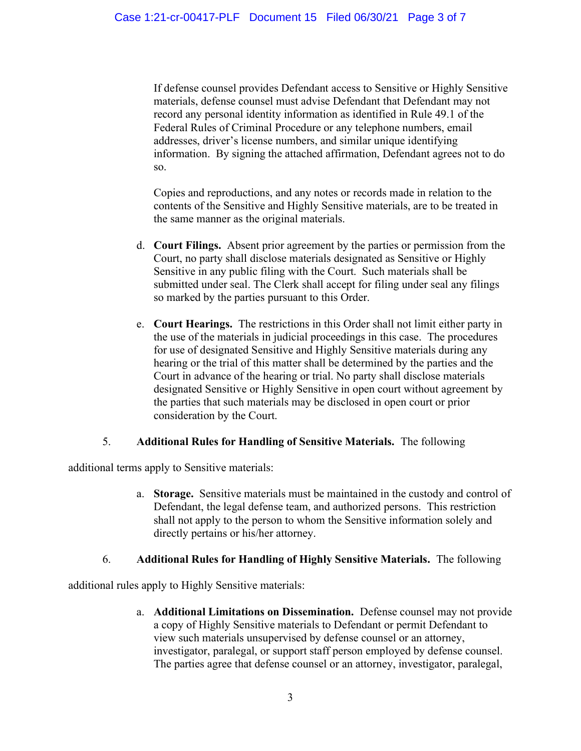If defense counsel provides Defendant access to Sensitive or Highly Sensitive materials, defense counsel must advise Defendant that Defendant may not record any personal identity information as identified in Rule 49.1 of the Federal Rules of Criminal Procedure or any telephone numbers, email addresses, driver's license numbers, and similar unique identifying information. By signing the attached affirmation, Defendant agrees not to do so.

Copies and reproductions, and any notes or records made in relation to the contents of the Sensitive and Highly Sensitive materials, are to be treated in the same manner as the original materials.

d. **Court Filings.** Absent prior agreement by the parties or permission from the Court, no party shall disclose materials designated as Sensitive or Highly Sensitive in any public filing with the Court. Such materials shall be submitted under seal. The Clerk shall accept for filing under seal any filings so marked by the parties pursuant to this Order.

e. **Court Hearings.** The restrictions in this Order shall not limit either party in the use of the materials in judicial proceedings in this case. The procedures for use of designated Sensitive and Highly Sensitive materials during any hearing or the trial of this matter shall be determined by the parties and the Court in advance of the hearing or trial. No party shall disclose materials designated Sensitive or Highly Sensitive in open court without agreement by the parties that such materials may be disclosed in open court or prior consideration by the Court.

5. **Additional Rules for Handling of Sensitive Materials.** The following additional terms apply to Sensitive materials:

a. **Storage.** Sensitive materials must be maintained in the custody and control of Defendant, the legal defense team, and authorized persons. This restriction shall not apply to the person to whom the Sensitive information solely and directly pertains or his/her attorney.

6. **Additional Rules for Handling of Highly Sensitive Materials.** The following additional rules apply to Highly Sensitive materials:

a. **Additional Limitations on Dissemination.** Defense counsel may not provide a copy of Highly Sensitive materials to Defendant or permit Defendant to view such materials unsupervised by defense counsel or an attorney, investigator, paralegal, or support staff person employed by defense counsel. The parties agree that defense counsel or an attorney, investigator, paralegal,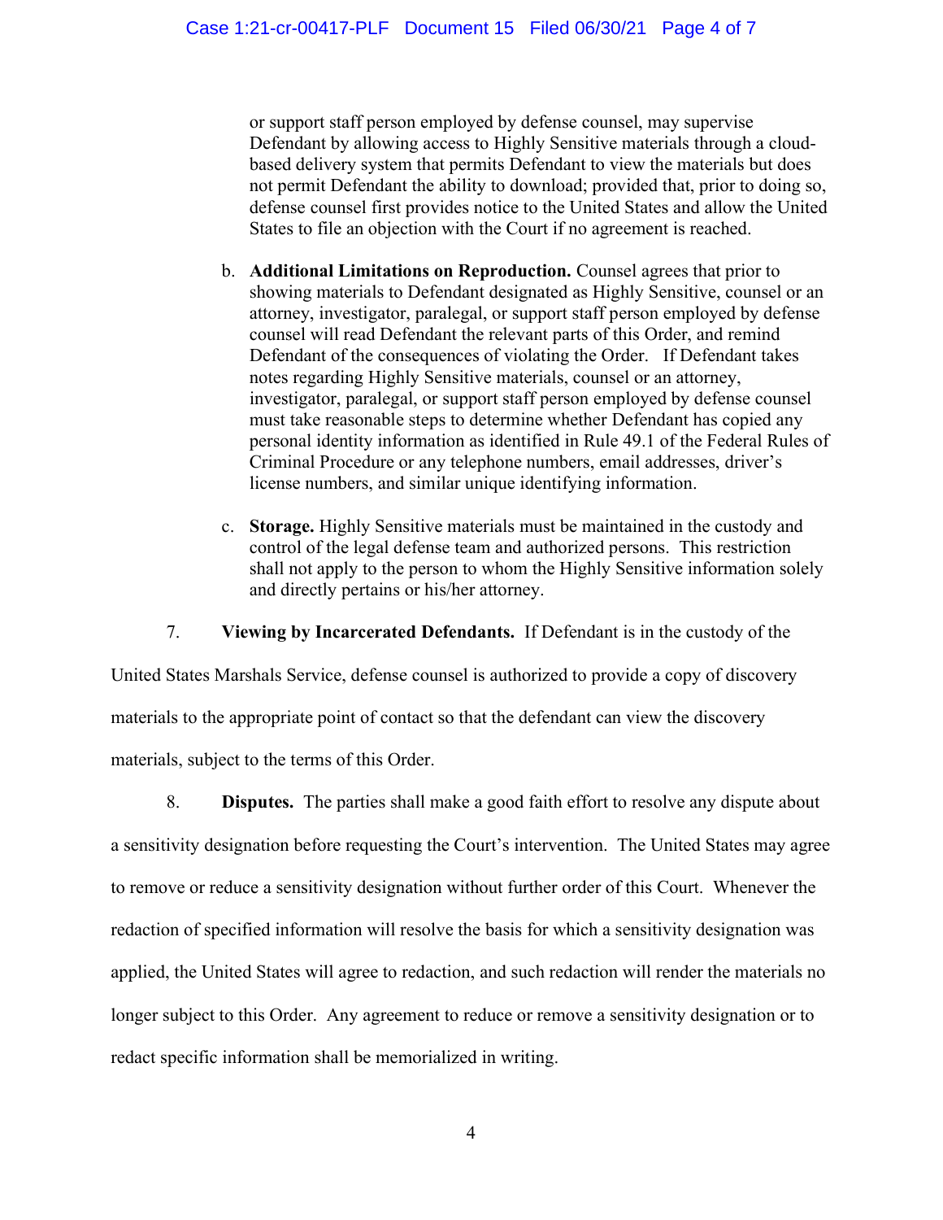or support staff person employed by defense counsel, may supervise Defendant by allowing access to Highly Sensitive materials through a cloud-based delivery system that permits Defendant to view the materials but does not permit Defendant the ability to download; provided that, prior to doing so, defense counsel first provides notice to the United States and allow the United States to file an objection with the Court if no agreement is reached.

b. **Additional Limitations on Reproduction.** Counsel agrees that prior to showing materials to Defendant designated as Highly Sensitive, counsel or an attorney, investigator, paralegal, or support staff person employed by defense counsel will read Defendant the relevant parts of this Order, and remind Defendant of the consequences of violating the Order. If Defendant takes notes regarding Highly Sensitive materials, counsel or an attorney, investigator, paralegal, or support staff person employed by defense counsel must take reasonable steps to determine whether Defendant has copied any personal identity information as identified in Rule 49.1 of the Federal Rules of Criminal Procedure or any telephone numbers, email addresses, driver's license numbers, and similar unique identifying information.

c. **Storage.** Highly Sensitive materials must be maintained in the custody and control of the legal defense team and authorized persons. This restriction shall not apply to the person to whom the Highly Sensitive information solely and directly pertains or his/her attorney.

7. **Viewing by Incarcerated Defendants.** If Defendant is in the custody of the United States Marshals Service, defense counsel is authorized to provide a copy of discovery materials to the appropriate point of contact so that the defendant can view the discovery materials, subject to the terms of this Order.

8. **Disputes.** The parties shall make a good faith effort to resolve any dispute about a sensitivity designation before requesting the Court's intervention. The United States may agree to remove or reduce a sensitivity designation without further order of this Court. Whenever the redaction of specified information will resolve the basis for which a sensitivity designation was applied, the United States will agree to redaction, and such redaction will render the materials no longer subject to this Order. Any agreement to reduce or remove a sensitivity designation or to redact specific information shall be memorialized in writing.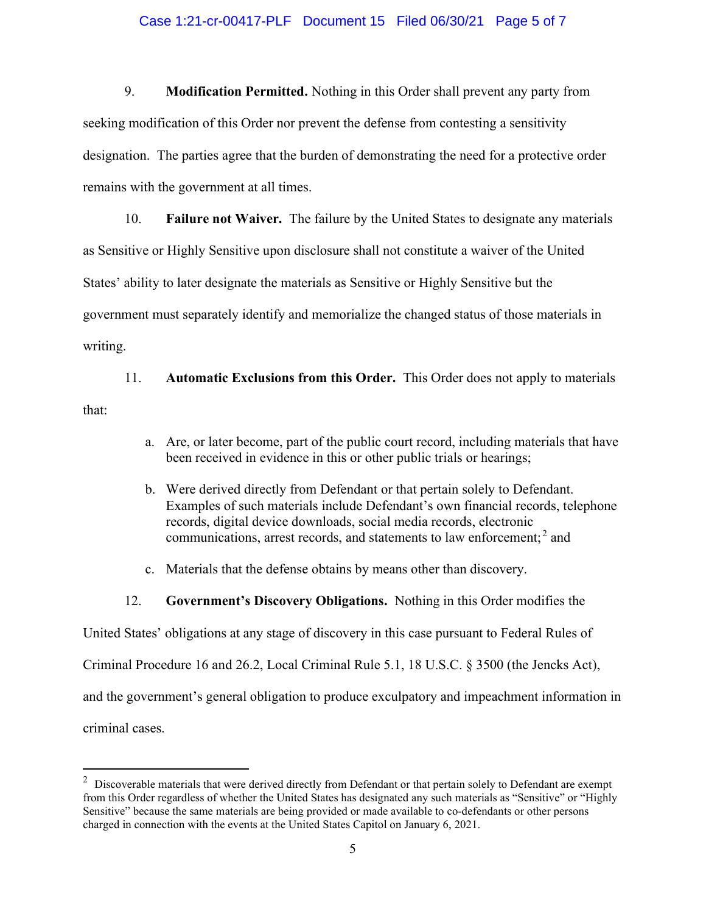9. **Modification Permitted.** Nothing in this Order shall prevent any party from seeking modification of this Order nor prevent the defense from contesting a sensitivity designation. The parties agree that the burden of demonstrating the need for a protective order remains with the government at all times.

10. **Failure not Waiver.** The failure by the United States to designate any materials as Sensitive or Highly Sensitive upon disclosure shall not constitute a waiver of the United States' ability to later designate the materials as Sensitive or Highly Sensitive but the government must separately identify and memorialize the changed status of those materials in writing.

11. **Automatic Exclusions from this Order.** This Order does not apply to materials that:

   a. Are, or later become, part of the public court record, including materials that have been received in evidence in this or other public trials or hearings;

   b. Were derived directly from Defendant or that pertain solely to Defendant. Examples of such materials include Defendant's own financial records, telephone records, digital device downloads, social media records, electronic communications, arrest records, and statements to law enforcement;[2] and

   c. Materials that the defense obtains by means other than discovery.

12. **Government's Discovery Obligations.** Nothing in this Order modifies the United States' obligations at any stage of discovery in this case pursuant to Federal Rules of Criminal Procedure 16 and 26.2, Local Criminal Rule 5.1, 18 U.S.C. § 3500 (the Jencks Act), and the government's general obligation to produce exculpatory and impeachment information in criminal cases.

---

[2] Discoverable materials that were derived directly from Defendant or that pertain solely to Defendant are exempt from this Order regardless of whether the United States has designated any such materials as "Sensitive" or "Highly Sensitive" because the same materials are being provided or made available to co-defendants or other persons charged in connection with the events at the United States Capitol on January 6, 2021.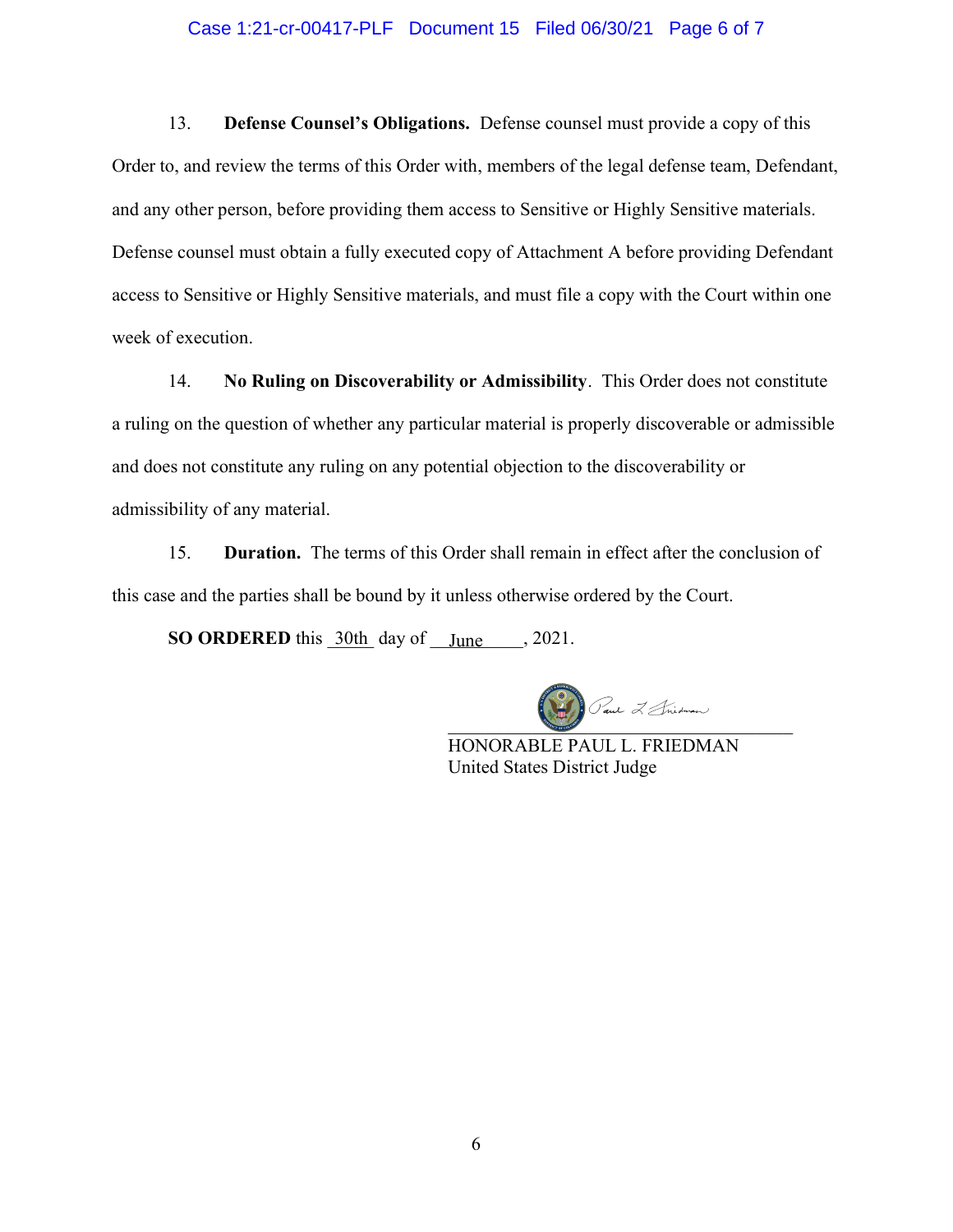13. **Defense Counsel's Obligations.** Defense counsel must provide a copy of this Order to, and review the terms of this Order with, members of the legal defense team, Defendant, and any other person, before providing them access to Sensitive or Highly Sensitive materials. Defense counsel must obtain a fully executed copy of Attachment A before providing Defendant access to Sensitive or Highly Sensitive materials, and must file a copy with the Court within one week of execution.

14. **No Ruling on Discoverability or Admissibility**. This Order does not constitute a ruling on the question of whether any particular material is properly discoverable or admissible and does not constitute any ruling on any potential objection to the discoverability or admissibility of any material.

15. **Duration.** The terms of this Order shall remain in effect after the conclusion of this case and the parties shall be bound by it unless otherwise ordered by the Court.

**SO ORDERED** this 30th day of June, 2021.

HONORABLE PAUL L. FRIEDMAN
United States District Judge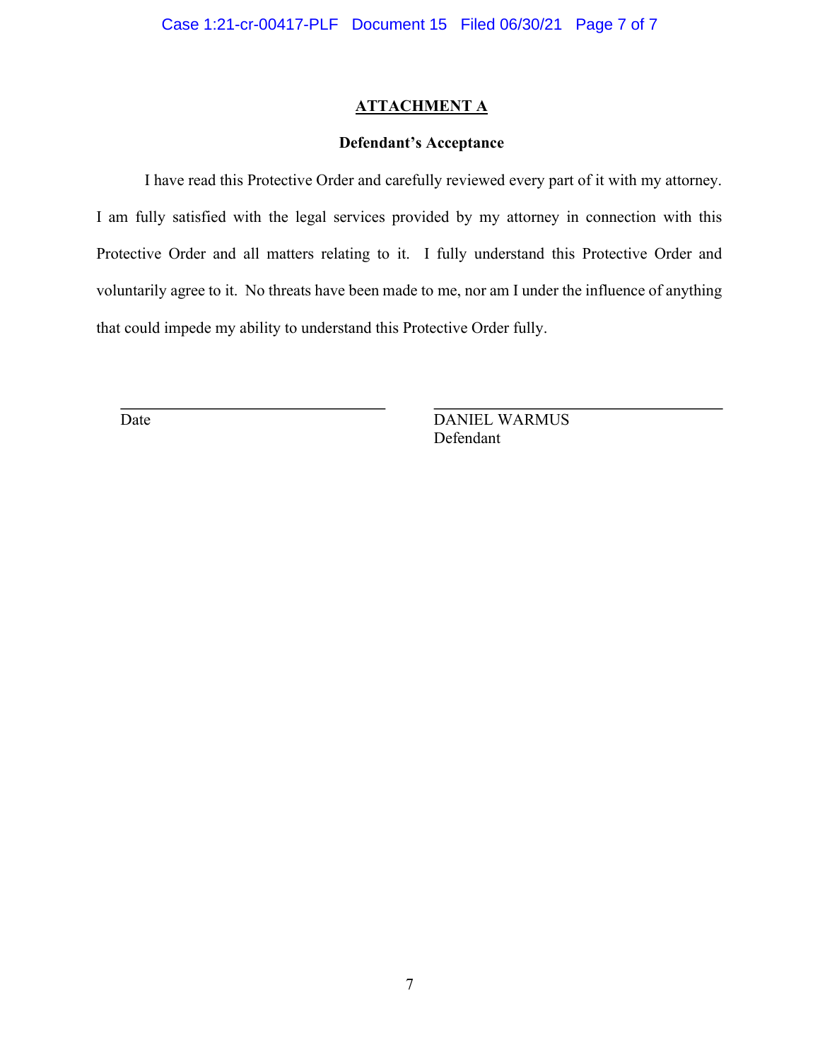## ATTACHMENT A

### Defendant's Acceptance

I have read this Protective Order and carefully reviewed every part of it with my attorney. I am fully satisfied with the legal services provided by my attorney in connection with this Protective Order and all matters relating to it. I fully understand this Protective Order and voluntarily agree to it. No threats have been made to me, nor am I under the influence of anything that could impede my ability to understand this Protective Order fully.

| | |
|---|---|
| \_\_\_\_\_\_\_\_\_\_\_\_\_\_\_\_\_\_\_\_\_\_\_\_\_\_\_\_ | \_\_\_\_\_\_\_\_\_\_\_\_\_\_\_\_\_\_\_\_\_\_\_\_\_\_\_\_ |
| Date | DANIEL WARMUS<br>Defendant |